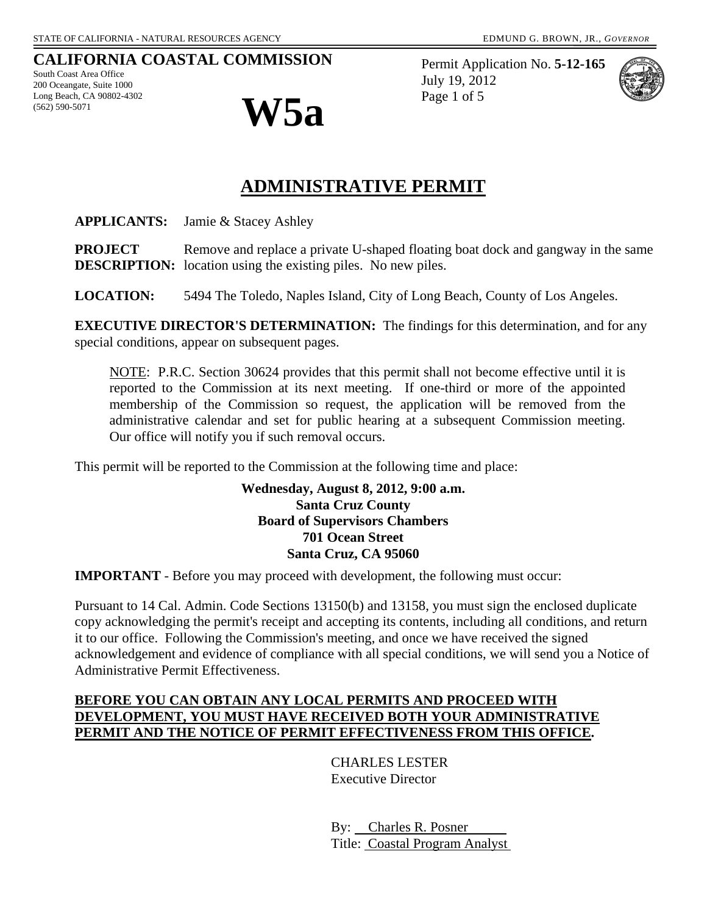STATE OF CALIFORNIA - NATURAL RESOURCES AGENCY

EDMUND G. BROWN, JR., *GOVERNOR*

**CALIFORNIA COASTAL COMMISSION**

South Coast Area Office
200 Oceangate, Suite 1000
Long Beach, CA 90802-4302
(562) 590-5071

# W5a

Permit Application No. **5-12-165**
July 19, 2012

# ADMINISTRATIVE PERMIT

**APPLICANTS:** Jamie & Stacey Ashley

**PROJECT DESCRIPTION:** Remove and replace a private U-shaped floating boat dock and gangway in the same location using the existing piles. No new piles.

**LOCATION:** 5494 The Toledo, Naples Island, City of Long Beach, County of Los Angeles.

**EXECUTIVE DIRECTOR'S DETERMINATION:** The findings for this determination, and for any special conditions, appear on subsequent pages.

NOTE: P.R.C. Section 30624 provides that this permit shall not become effective until it is reported to the Commission at its next meeting. If one-third or more of the appointed membership of the Commission so request, the application will be removed from the administrative calendar and set for public hearing at a subsequent Commission meeting. Our office will notify you if such removal occurs.

This permit will be reported to the Commission at the following time and place:

**Wednesday, August 8, 2012, 9:00 a.m.**
**Santa Cruz County**
**Board of Supervisors Chambers**
**701 Ocean Street**
**Santa Cruz, CA 95060**

**IMPORTANT** - Before you may proceed with development, the following must occur:

Pursuant to 14 Cal. Admin. Code Sections 13150(b) and 13158, you must sign the enclosed duplicate copy acknowledging the permit's receipt and accepting its contents, including all conditions, and return it to our office. Following the Commission's meeting, and once we have received the signed acknowledgement and evidence of compliance with all special conditions, we will send you a Notice of Administrative Permit Effectiveness.

**BEFORE YOU CAN OBTAIN ANY LOCAL PERMITS AND PROCEED WITH DEVELOPMENT, YOU MUST HAVE RECEIVED BOTH YOUR ADMINISTRATIVE PERMIT AND THE NOTICE OF PERMIT EFFECTIVENESS FROM THIS OFFICE.**

CHARLES LESTER
Executive Director

By: Charles R. Posner
Title: Coastal Program Analyst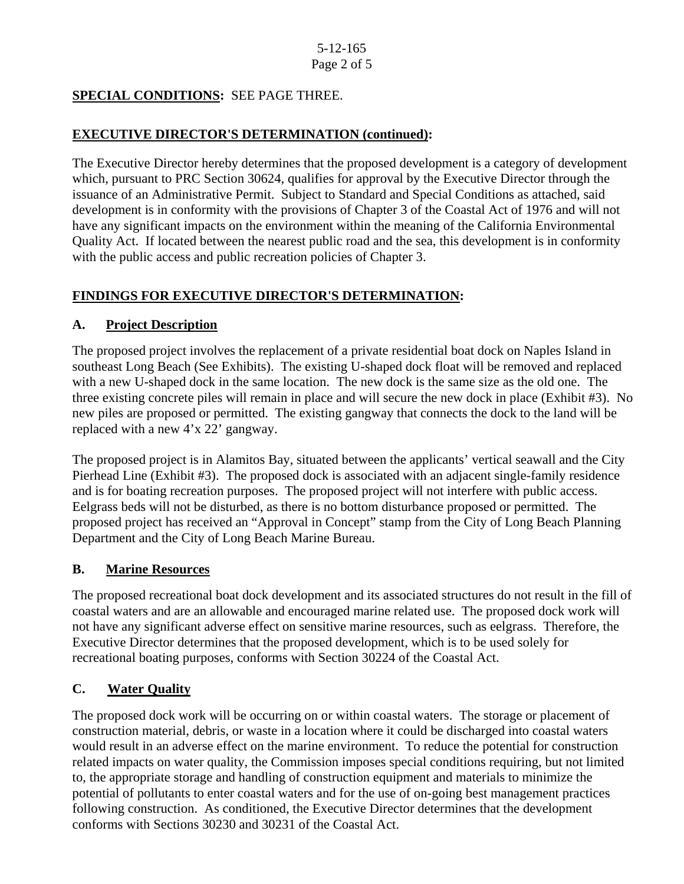**SPECIAL CONDITIONS:** SEE PAGE THREE.

**EXECUTIVE DIRECTOR'S DETERMINATION (continued):**

The Executive Director hereby determines that the proposed development is a category of development which, pursuant to PRC Section 30624, qualifies for approval by the Executive Director through the issuance of an Administrative Permit. Subject to Standard and Special Conditions as attached, said development is in conformity with the provisions of Chapter 3 of the Coastal Act of 1976 and will not have any significant impacts on the environment within the meaning of the California Environmental Quality Act. If located between the nearest public road and the sea, this development is in conformity with the public access and public recreation policies of Chapter 3.

**FINDINGS FOR EXECUTIVE DIRECTOR'S DETERMINATION:**

**A. Project Description**

The proposed project involves the replacement of a private residential boat dock on Naples Island in southeast Long Beach (See Exhibits). The existing U-shaped dock float will be removed and replaced with a new U-shaped dock in the same location. The new dock is the same size as the old one. The three existing concrete piles will remain in place and will secure the new dock in place (Exhibit #3). No new piles are proposed or permitted. The existing gangway that connects the dock to the land will be replaced with a new 4'x 22' gangway.

The proposed project is in Alamitos Bay, situated between the applicants' vertical seawall and the City Pierhead Line (Exhibit #3). The proposed dock is associated with an adjacent single-family residence and is for boating recreation purposes. The proposed project will not interfere with public access. Eelgrass beds will not be disturbed, as there is no bottom disturbance proposed or permitted. The proposed project has received an "Approval in Concept" stamp from the City of Long Beach Planning Department and the City of Long Beach Marine Bureau.

**B. Marine Resources**

The proposed recreational boat dock development and its associated structures do not result in the fill of coastal waters and are an allowable and encouraged marine related use. The proposed dock work will not have any significant adverse effect on sensitive marine resources, such as eelgrass. Therefore, the Executive Director determines that the proposed development, which is to be used solely for recreational boating purposes, conforms with Section 30224 of the Coastal Act.

**C. Water Quality**

The proposed dock work will be occurring on or within coastal waters. The storage or placement of construction material, debris, or waste in a location where it could be discharged into coastal waters would result in an adverse effect on the marine environment. To reduce the potential for construction related impacts on water quality, the Commission imposes special conditions requiring, but not limited to, the appropriate storage and handling of construction equipment and materials to minimize the potential of pollutants to enter coastal waters and for the use of on-going best management practices following construction. As conditioned, the Executive Director determines that the development conforms with Sections 30230 and 30231 of the Coastal Act.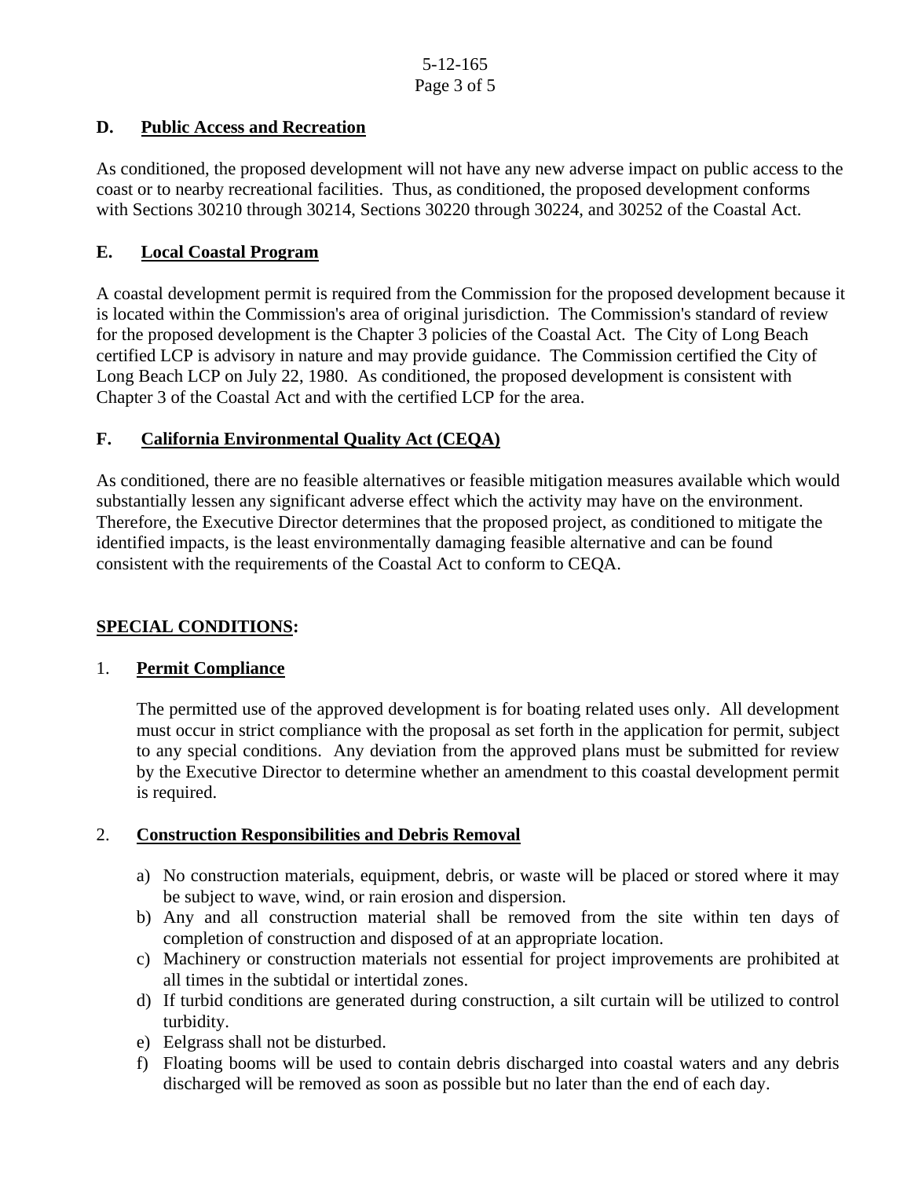### D. Public Access and Recreation

As conditioned, the proposed development will not have any new adverse impact on public access to the coast or to nearby recreational facilities. Thus, as conditioned, the proposed development conforms with Sections 30210 through 30214, Sections 30220 through 30224, and 30252 of the Coastal Act.

### E. Local Coastal Program

A coastal development permit is required from the Commission for the proposed development because it is located within the Commission's area of original jurisdiction. The Commission's standard of review for the proposed development is the Chapter 3 policies of the Coastal Act. The City of Long Beach certified LCP is advisory in nature and may provide guidance. The Commission certified the City of Long Beach LCP on July 22, 1980. As conditioned, the proposed development is consistent with Chapter 3 of the Coastal Act and with the certified LCP for the area.

### F. California Environmental Quality Act (CEQA)

As conditioned, there are no feasible alternatives or feasible mitigation measures available which would substantially lessen any significant adverse effect which the activity may have on the environment. Therefore, the Executive Director determines that the proposed project, as conditioned to mitigate the identified impacts, is the least environmentally damaging feasible alternative and can be found consistent with the requirements of the Coastal Act to conform to CEQA.

## SPECIAL CONDITIONS:

1. **Permit Compliance**

   The permitted use of the approved development is for boating related uses only. All development must occur in strict compliance with the proposal as set forth in the application for permit, subject to any special conditions. Any deviation from the approved plans must be submitted for review by the Executive Director to determine whether an amendment to this coastal development permit is required.

2. **Construction Responsibilities and Debris Removal**

   a) No construction materials, equipment, debris, or waste will be placed or stored where it may be subject to wave, wind, or rain erosion and dispersion.
   b) Any and all construction material shall be removed from the site within ten days of completion of construction and disposed of at an appropriate location.
   c) Machinery or construction materials not essential for project improvements are prohibited at all times in the subtidal or intertidal zones.
   d) If turbid conditions are generated during construction, a silt curtain will be utilized to control turbidity.
   e) Eelgrass shall not be disturbed.
   f) Floating booms will be used to contain debris discharged into coastal waters and any debris discharged will be removed as soon as possible but no later than the end of each day.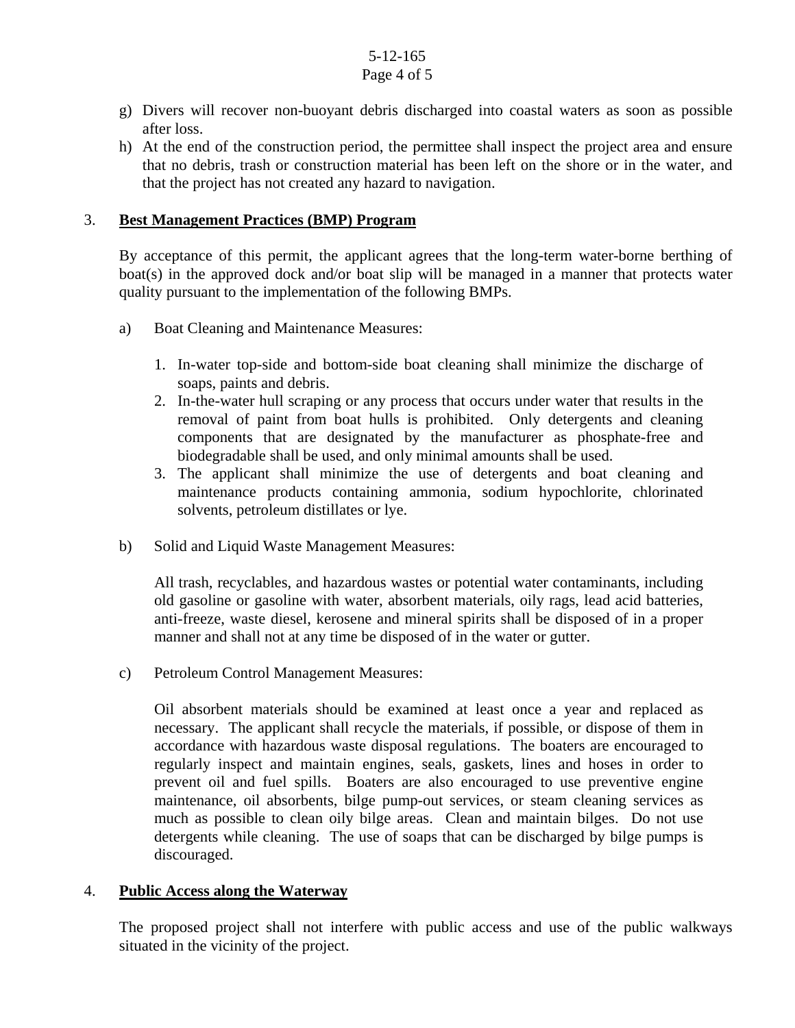g) Divers will recover non-buoyant debris discharged into coastal waters as soon as possible after loss.
h) At the end of the construction period, the permittee shall inspect the project area and ensure that no debris, trash or construction material has been left on the shore or in the water, and that the project has not created any hazard to navigation.

3. **Best Management Practices (BMP) Program**

By acceptance of this permit, the applicant agrees that the long-term water-borne berthing of boat(s) in the approved dock and/or boat slip will be managed in a manner that protects water quality pursuant to the implementation of the following BMPs.

a) Boat Cleaning and Maintenance Measures:

1. In-water top-side and bottom-side boat cleaning shall minimize the discharge of soaps, paints and debris.
2. In-the-water hull scraping or any process that occurs under water that results in the removal of paint from boat hulls is prohibited. Only detergents and cleaning components that are designated by the manufacturer as phosphate-free and biodegradable shall be used, and only minimal amounts shall be used.
3. The applicant shall minimize the use of detergents and boat cleaning and maintenance products containing ammonia, sodium hypochlorite, chlorinated solvents, petroleum distillates or lye.

b) Solid and Liquid Waste Management Measures:

All trash, recyclables, and hazardous wastes or potential water contaminants, including old gasoline or gasoline with water, absorbent materials, oily rags, lead acid batteries, anti-freeze, waste diesel, kerosene and mineral spirits shall be disposed of in a proper manner and shall not at any time be disposed of in the water or gutter.

c) Petroleum Control Management Measures:

Oil absorbent materials should be examined at least once a year and replaced as necessary. The applicant shall recycle the materials, if possible, or dispose of them in accordance with hazardous waste disposal regulations. The boaters are encouraged to regularly inspect and maintain engines, seals, gaskets, lines and hoses in order to prevent oil and fuel spills. Boaters are also encouraged to use preventive engine maintenance, oil absorbents, bilge pump-out services, or steam cleaning services as much as possible to clean oily bilge areas. Clean and maintain bilges. Do not use detergents while cleaning. The use of soaps that can be discharged by bilge pumps is discouraged.

4. **Public Access along the Waterway**

The proposed project shall not interfere with public access and use of the public walkways situated in the vicinity of the project.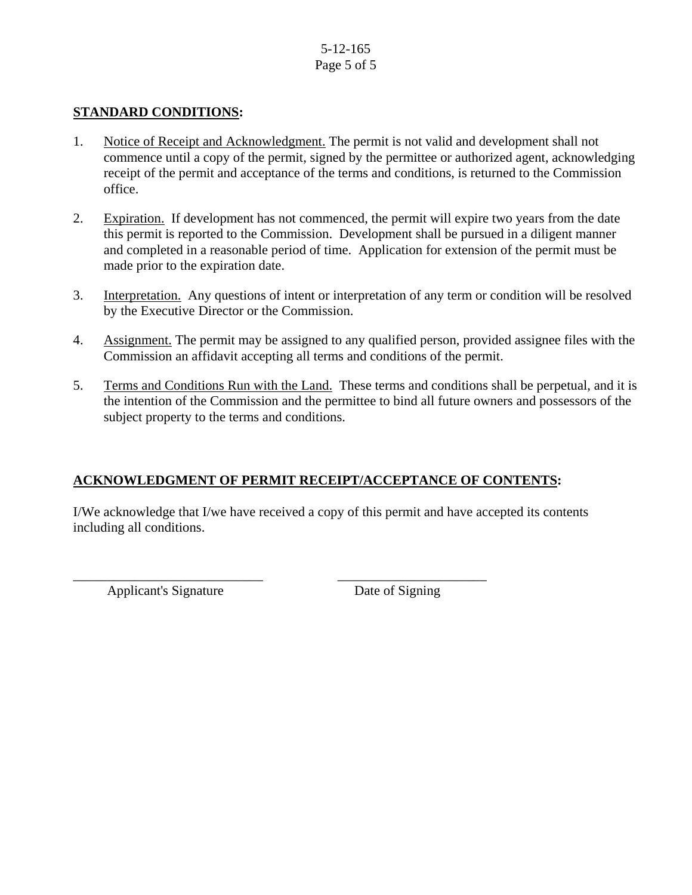**STANDARD CONDITIONS:**

1. Notice of Receipt and Acknowledgment. The permit is not valid and development shall not commence until a copy of the permit, signed by the permittee or authorized agent, acknowledging receipt of the permit and acceptance of the terms and conditions, is returned to the Commission office.

2. Expiration. If development has not commenced, the permit will expire two years from the date this permit is reported to the Commission. Development shall be pursued in a diligent manner and completed in a reasonable period of time. Application for extension of the permit must be made prior to the expiration date.

3. Interpretation. Any questions of intent or interpretation of any term or condition will be resolved by the Executive Director or the Commission.

4. Assignment. The permit may be assigned to any qualified person, provided assignee files with the Commission an affidavit accepting all terms and conditions of the permit.

5. Terms and Conditions Run with the Land. These terms and conditions shall be perpetual, and it is the intention of the Commission and the permittee to bind all future owners and possessors of the subject property to the terms and conditions.

**ACKNOWLEDGMENT OF PERMIT RECEIPT/ACCEPTANCE OF CONTENTS:**

I/We acknowledge that I/we have received a copy of this permit and have accepted its contents including all conditions.

\_\_\_\_\_\_\_\_\_\_\_\_\_\_\_\_\_\_\_\_\_\_\_\_\_\_\_\_ &nbsp;&nbsp;&nbsp;&nbsp;&nbsp;&nbsp;&nbsp;&nbsp; \_\_\_\_\_\_\_\_\_\_\_\_\_\_\_\_\_\_\_\_\_\_
Applicant's Signature &nbsp;&nbsp;&nbsp;&nbsp;&nbsp;&nbsp;&nbsp;&nbsp;&nbsp;&nbsp;&nbsp;&nbsp;&nbsp;&nbsp;&nbsp;&nbsp; Date of Signing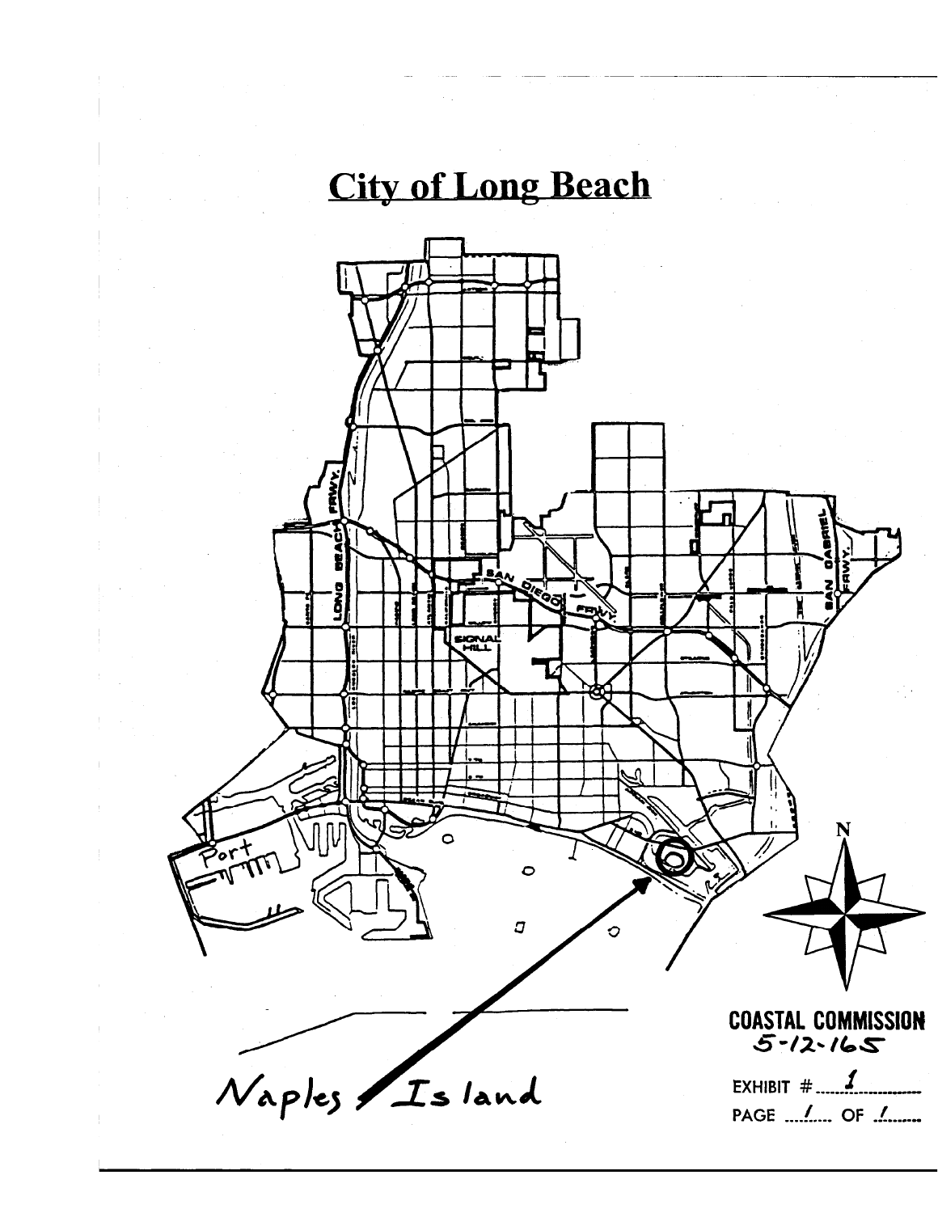# City of Long Beach

Naples Island

COASTAL COMMISSION
5-12-165

EXHIBIT # 1

PAGE 1 OF 1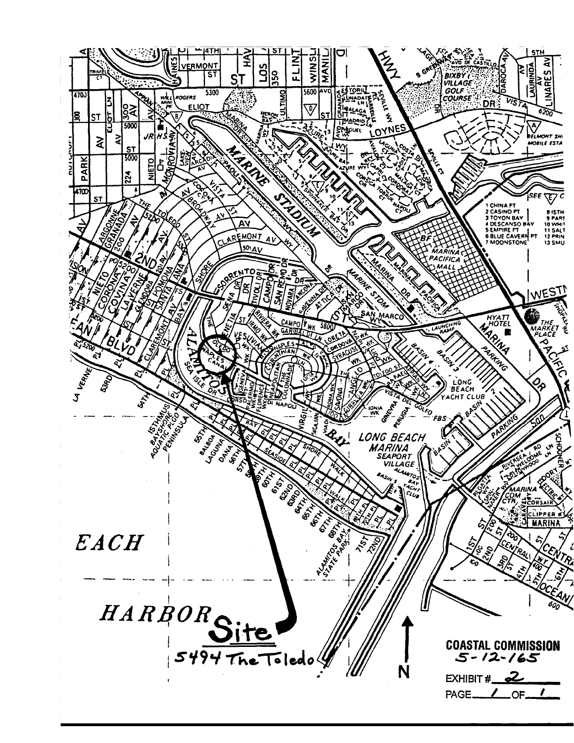**Site**

5494 The Toledo

**COASTAL COMMISSION**
5-12-165

EXHIBIT # 2

PAGE 1 OF 1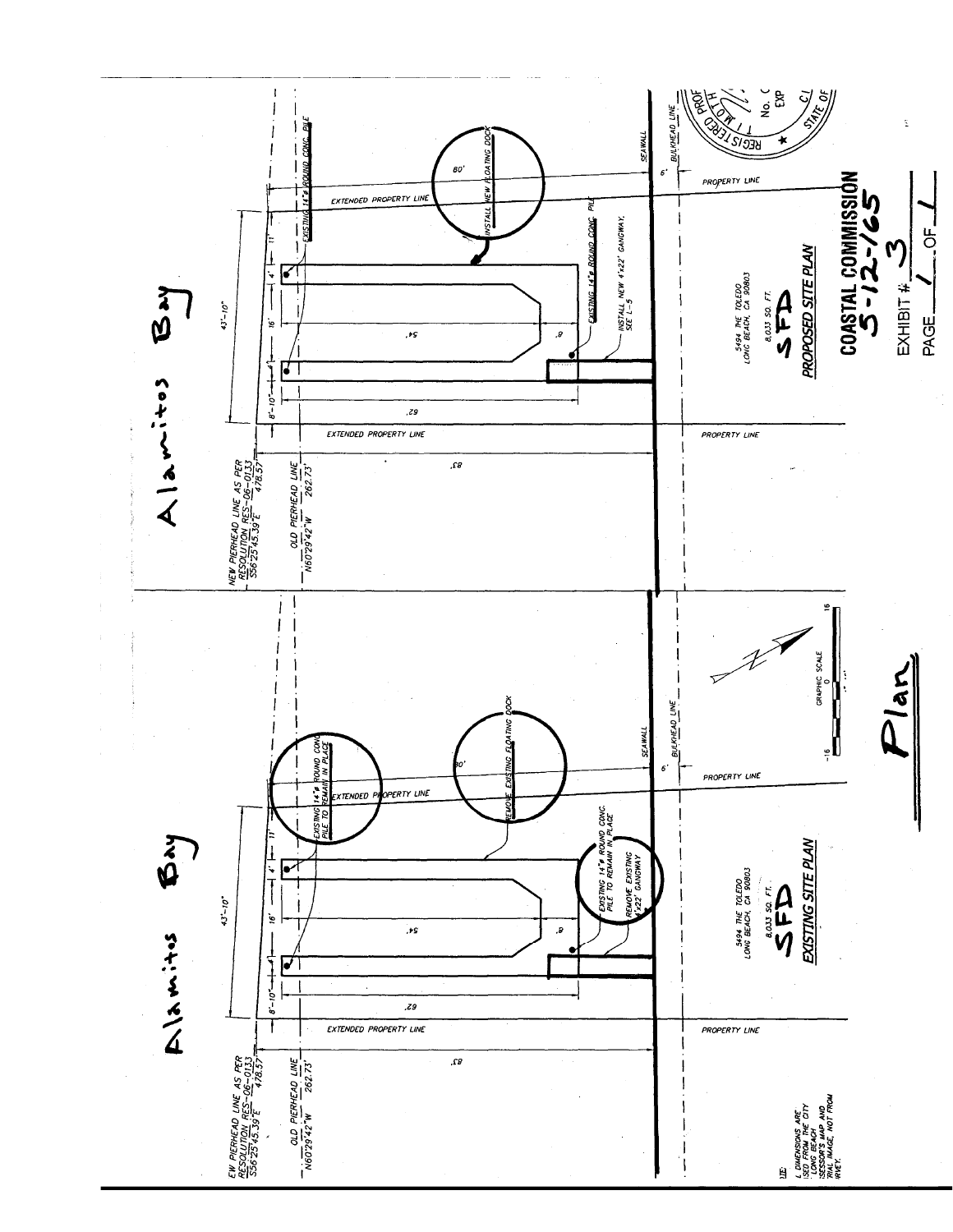Alamitos Bay

43'-10"

NEW PIERHEAD LINE AS PER RESOLUTION RES-06-0133 S56°25'45.39"E 478.57'

OLD PIERHEAD LINE N60°29'42"W 262.73'

8'-10" 16' 4' 11'

62' 54' 8' 83'

EXTENDED PROPERTY LINE

EXISTING 14"ø ROUND CONC. PILE

INSTALL NEW FLOATING DOCK

80'

EXISTING 14"ø ROUND CONC. PILE

INSTALL NEW 4'x22' GANGWAY. SEE L-5

SEAWALL

BULKHEAD LINE

6'

PROPERTY LINE

5494 THE TOLEDO LONG BEACH, CA 90803

8,033 SQ. FT.

SFD

PROPOSED SITE PLAN

Alamitos Bay

43'-10"

NEW PIERHEAD LINE AS PER RESOLUTION RES-06-0133 S56°25'45.39"E 478.57'

OLD PIERHEAD LINE N60°29'42"W 262.73'

8'-10" 16' 4' 11'

62' 54' 8' 83'

EXTENDED PROPERTY LINE

EXISTING 14"ø ROUND CONC. PILE TO REMAIN IN PLACE

REMOVE EXISTING FLOATING DOCK

80'

EXISTING 14"ø ROUND CONC. PILE TO REMAIN IN PLACE

REMOVE EXISTING 4'x22' GANGWAY

SEAWALL

BULKHEAD LINE

6'

PROPERTY LINE

5494 THE TOLEDO LONG BEACH, CA 90803

8,033 SQ. FT.

SFD

EXISTING SITE PLAN

N

GRAPHIC SCALE

-16 0 16

Plan

NOTE:

ALL DIMENSIONS ARE BASED FROM THE CITY OF LONG BEACH ASSESSOR'S MAP AND AERIAL IMAGE, NOT FROM SURVEY.

REGISTERED PROFESSIONAL ... TIMOTHY ... No. C... EXP... STATE OF CALIFORNIA

**COASTAL COMMISSION**
**5-12-165**

EXHIBIT # 3

PAGE 1 OF 1